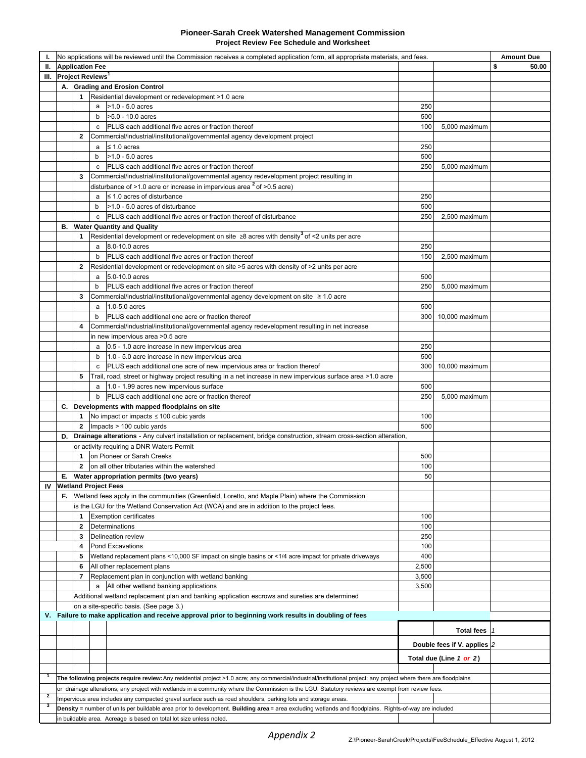# Pioneer-Sarah Creek Watershed Management Commission

## Project Review Fee Schedule and Worksheet

| | | | | | Fee | Maximum | Amount Due |
|---|---|---|---|---|---|---|---|
| I. | No applications will be reviewed until the Commission receives a completed application form, all appropriate materials, and fees. | | | | | | **Amount Due** |
| II. | **Application Fee** | | | | | | $ 50.00 |
| III. | **Project Reviews**[1] | | | | | | |
| | A. | **Grading and Erosion Control** | | | | | |
| | | 1 | Residential development or redevelopment >1.0 acre | | | | |
| | | | a | >1.0 - 5.0 acres | 250 | | |
| | | | b | >5.0 - 10.0 acres | 500 | | |
| | | | c | PLUS each additional five acres or fraction thereof | 100 | 5,000 maximum | |
| | | 2 | Commercial/industrial/institutional/governmental agency development project | | | | |
| | | | a | ≤ 1.0 acres | 250 | | |
| | | | b | >1.0 - 5.0 acres | 500 | | |
| | | | c | PLUS each additional five acres or fraction thereof | 250 | 5,000 maximum | |
| | | 3 | Commercial/industrial/institutional/governmental agency redevelopment project resulting in disturbance of >1.0 acre or increase in impervious area[2] of >0.5 acre) | | | | |
| | | | a | ≤ 1.0 acres of disturbance | 250 | | |
| | | | b | >1.0 - 5.0 acres of disturbance | 500 | | |
| | | | c | PLUS each additional five acres or fraction thereof of disturbance | 250 | 2,500 maximum | |
| | B. | **Water Quantity and Quality** | | | | | |
| | | 1 | Residential development or redevelopment on site ≥8 acres with density[3] of <2 units per acre | | | | |
| | | | a | 8.0-10.0 acres | 250 | | |
| | | | b | PLUS each additional five acres or fraction thereof | 150 | 2,500 maximum | |
| | | 2 | Residential development or redevelopment on site >5 acres with density of >2 units per acre | | | | |
| | | | a | 5.0-10.0 acres | 500 | | |
| | | | b | PLUS each additional five acres or fraction thereof | 250 | 5,000 maximum | |
| | | 3 | Commercial/industrial/institutional/governmental agency development on site ≥ 1.0 acre | | | | |
| | | | a | 1.0-5.0 acres | 500 | | |
| | | | b | PLUS each additional one acre or fraction thereof | 300 | 10,000 maximum | |
| | | 4 | Commercial/industrial/institutional/governmental agency redevelopment resulting in net increase in new impervious area >0.5 acre | | | | |
| | | | a | 0.5 - 1.0 acre increase in new impervious area | 250 | | |
| | | | b | 1.0 - 5.0 acre increase in new impervious area | 500 | | |
| | | | c | PLUS each additional one acre of new impervious area or fraction thereof | 300 | 10,000 maximum | |
| | | 5 | Trail, road, street or highway project resulting in a net increase in new impervious surface area >1.0 acre | | | | |
| | | | a | 1.0 - 1.99 acres new impervious surface | 500 | | |
| | | | b | PLUS each additional one acre or fraction thereof | 250 | 5,000 maximum | |
| | C. | **Developments with mapped floodplains on site** | | | | | |
| | | 1 | No impact or impacts ≤ 100 cubic yards | | 100 | | |
| | | 2 | Impacts > 100 cubic yards | | 500 | | |
| | D. | **Drainage alterations** - Any culvert installation or replacement, bridge construction, stream cross-section alteration, or activity requiring a DNR Waters Permit | | | | | |
| | | 1 | on Pioneer or Sarah Creeks | | 500 | | |
| | | 2 | on all other tributaries within the watershed | | 100 | | |
| | E. | **Water appropriation permits (two years)** | | | 50 | | |
| IV | **Wetland Project Fees** | | | | | | |
| | F. | Wetland fees apply in the communities (Greenfield, Loretto, and Maple Plain) where the Commission is the LGU for the Wetland Conservation Act (WCA) and are in addition to the project fees. | | | | | |
| | | 1 | Exemption certificates | | 100 | | |
| | | 2 | Determinations | | 100 | | |
| | | 3 | Delineation review | | 250 | | |
| | | 4 | Pond Excavations | | 100 | | |
| | | 5 | Wetland replacement plans <10,000 SF impact on single basins or <1/4 acre impact for private driveways | | 400 | | |
| | | 6 | All other replacement plans | | 2,500 | | |
| | | 7 | Replacement plan in conjunction with wetland banking | | 3,500 | | |
| | | | a | All other wetland banking applications | 3,500 | | |
| | | Additional wetland replacement plan and banking application escrows and sureties are determined on a site-specific basis. (See page 3.) | | | | | |
| V. | **Failure to make application and receive approval prior to beginning work results in doubling of fees** | | | | | | |
| | | | | | | **Total fees** *1* | |
| | | | | | | **Double fees if V. applies** *2* | |
| | | | | | | **Total due (Line *1* or *2*)** | |

[1] **The following projects require review:** Any residential project >1.0 acre; any commercial/industrial/institutional project; any project where there are floodplains or drainage alterations; any project with wetlands in a community where the Commission is the LGU. Statutory reviews are exempt from review fees.

[2] Impervious area includes any compacted gravel surface such as road shoulders, parking lots and storage areas.

[3] **Density** = number of units per buildable area prior to development. **Building area** = area excluding wetlands and floodplains. Rights-of-way are included in buildable area. Acreage is based on total lot size unless noted.

*Appendix 2*

Z:\Pioneer-SarahCreek\Projects\FeeSchedule_Effective August 1, 2012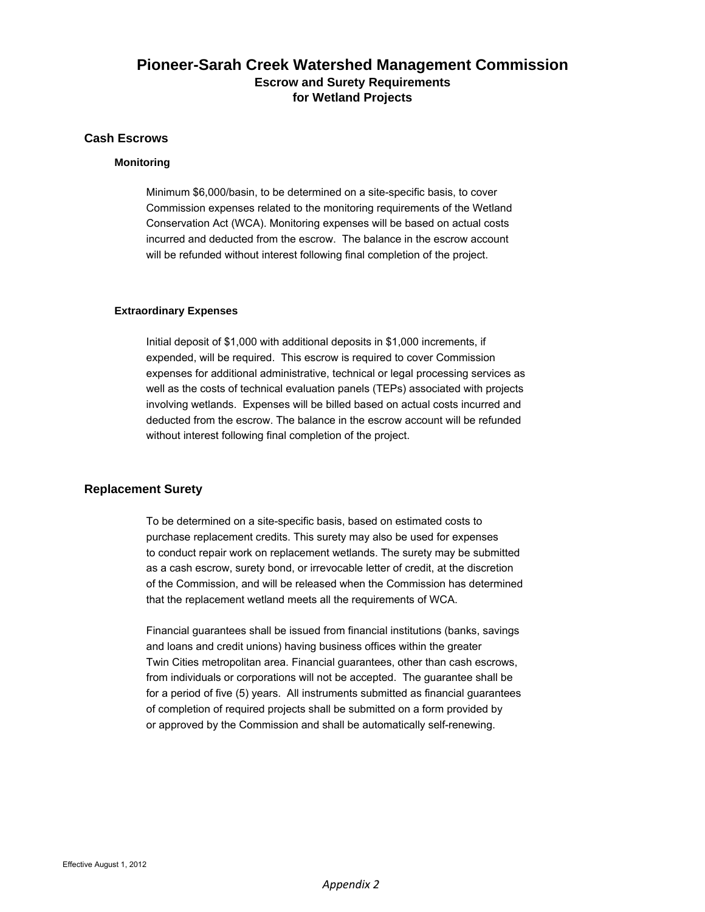# Pioneer-Sarah Creek Watershed Management Commission

### Escrow and Surety Requirements for Wetland Projects

## Cash Escrows

### Monitoring

Minimum $6,000/basin, to be determined on a site-specific basis, to cover Commission expenses related to the monitoring requirements of the Wetland Conservation Act (WCA). Monitoring expenses will be based on actual costs incurred and deducted from the escrow. The balance in the escrow account will be refunded without interest following final completion of the project.

### Extraordinary Expenses

Initial deposit of $1,000 with additional deposits in $1,000 increments, if expended, will be required. This escrow is required to cover Commission expenses for additional administrative, technical or legal processing services as well as the costs of technical evaluation panels (TEPs) associated with projects involving wetlands. Expenses will be billed based on actual costs incurred and deducted from the escrow. The balance in the escrow account will be refunded without interest following final completion of the project.

## Replacement Surety

To be determined on a site-specific basis, based on estimated costs to purchase replacement credits. This surety may also be used for expenses to conduct repair work on replacement wetlands. The surety may be submitted as a cash escrow, surety bond, or irrevocable letter of credit, at the discretion of the Commission, and will be released when the Commission has determined that the replacement wetland meets all the requirements of WCA.

Financial guarantees shall be issued from financial institutions (banks, savings and loans and credit unions) having business offices within the greater Twin Cities metropolitan area. Financial guarantees, other than cash escrows, from individuals or corporations will not be accepted. The guarantee shall be for a period of five (5) years. All instruments submitted as financial guarantees of completion of required projects shall be submitted on a form provided by or approved by the Commission and shall be automatically self-renewing.

Effective August 1, 2012

*Appendix 2*